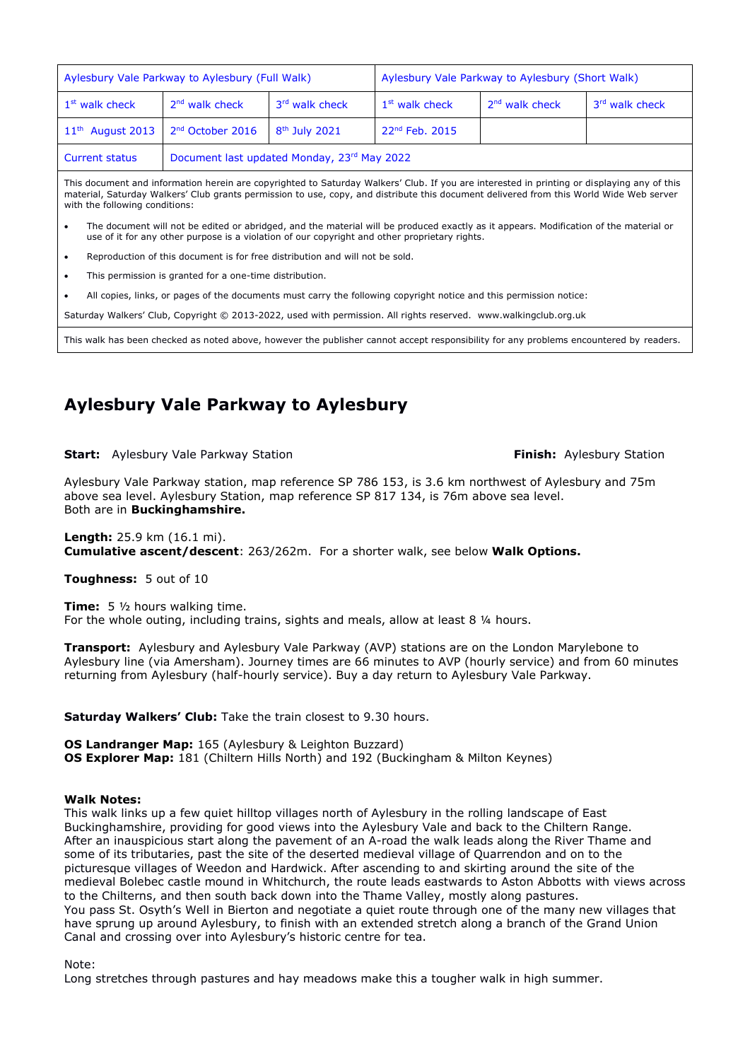| Aylesbury Vale Parkway to Aylesbury (Full Walk) | | | Aylesbury Vale Parkway to Aylesbury (Short Walk) | | |
|---|---|---|---|---|---|
| 1st walk check | 2nd walk check | 3rd walk check | 1st walk check | 2nd walk check | 3rd walk check |
| 11th August 2013 | 2nd October 2016 | 8th July 2021 | 22nd Feb. 2015 | | |
| Current status | Document last updated Monday, 23rd May 2022 | | | | |

This document and information herein are copyrighted to Saturday Walkers' Club. If you are interested in printing or displaying any of this material, Saturday Walkers' Club grants permission to use, copy, and distribute this document delivered from this World Wide Web server with the following conditions:

- The document will not be edited or abridged, and the material will be produced exactly as it appears. Modification of the material or use of it for any other purpose is a violation of our copyright and other proprietary rights.
- Reproduction of this document is for free distribution and will not be sold.
- This permission is granted for a one-time distribution.
- All copies, links, or pages of the documents must carry the following copyright notice and this permission notice:

Saturday Walkers' Club, Copyright © 2013-2022, used with permission. All rights reserved. www.walkingclub.org.uk

This walk has been checked as noted above, however the publisher cannot accept responsibility for any problems encountered by readers.

# Aylesbury Vale Parkway to Aylesbury

**Start:** Aylesbury Vale Parkway Station

**Finish:** Aylesbury Station

Aylesbury Vale Parkway station, map reference SP 786 153, is 3.6 km northwest of Aylesbury and 75m above sea level. Aylesbury Station, map reference SP 817 134, is 76m above sea level.
Both are in **Buckinghamshire.**

**Length:** 25.9 km (16.1 mi).
**Cumulative ascent/descent**: 263/262m. For a shorter walk, see below **Walk Options.**

**Toughness:** 5 out of 10

**Time:** 5 ½ hours walking time.
For the whole outing, including trains, sights and meals, allow at least 8 ¼ hours.

**Transport:** Aylesbury and Aylesbury Vale Parkway (AVP) stations are on the London Marylebone to Aylesbury line (via Amersham). Journey times are 66 minutes to AVP (hourly service) and from 60 minutes returning from Aylesbury (half-hourly service). Buy a day return to Aylesbury Vale Parkway.

**Saturday Walkers' Club:** Take the train closest to 9.30 hours.

**OS Landranger Map:** 165 (Aylesbury & Leighton Buzzard)
**OS Explorer Map:** 181 (Chiltern Hills North) and 192 (Buckingham & Milton Keynes)

**Walk Notes:**
This walk links up a few quiet hilltop villages north of Aylesbury in the rolling landscape of East Buckinghamshire, providing for good views into the Aylesbury Vale and back to the Chiltern Range.
After an inauspicious start along the pavement of an A-road the walk leads along the River Thame and some of its tributaries, past the site of the deserted medieval village of Quarrendon and on to the picturesque villages of Weedon and Hardwick. After ascending to and skirting around the site of the medieval Bolebec castle mound in Whitchurch, the route leads eastwards to Aston Abbotts with views across to the Chilterns, and then south back down into the Thame Valley, mostly along pastures.
You pass St. Osyth's Well in Bierton and negotiate a quiet route through one of the many new villages that have sprung up around Aylesbury, to finish with an extended stretch along a branch of the Grand Union Canal and crossing over into Aylesbury's historic centre for tea.

Note:
Long stretches through pastures and hay meadows make this a tougher walk in high summer.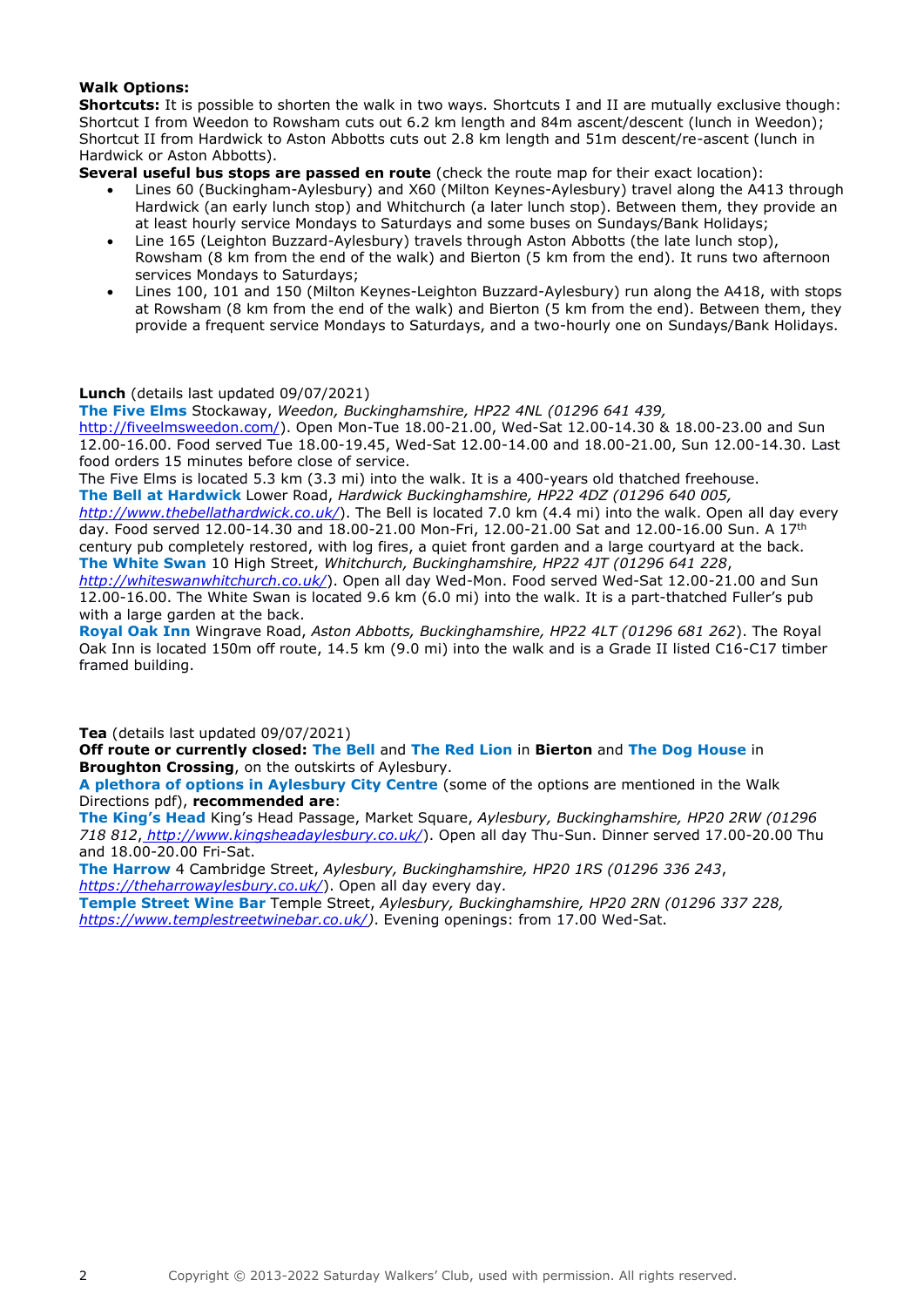**Walk Options:**

**Shortcuts:** It is possible to shorten the walk in two ways. Shortcuts I and II are mutually exclusive though: Shortcut I from Weedon to Rowsham cuts out 6.2 km length and 84m ascent/descent (lunch in Weedon); Shortcut II from Hardwick to Aston Abbotts cuts out 2.8 km length and 51m descent/re-ascent (lunch in Hardwick or Aston Abbotts).

**Several useful bus stops are passed en route** (check the route map for their exact location):

- Lines 60 (Buckingham-Aylesbury) and X60 (Milton Keynes-Aylesbury) travel along the A413 through Hardwick (an early lunch stop) and Whitchurch (a later lunch stop). Between them, they provide an at least hourly service Mondays to Saturdays and some buses on Sundays/Bank Holidays;
- Line 165 (Leighton Buzzard-Aylesbury) travels through Aston Abbotts (the late lunch stop), Rowsham (8 km from the end of the walk) and Bierton (5 km from the end). It runs two afternoon services Mondays to Saturdays;
- Lines 100, 101 and 150 (Milton Keynes-Leighton Buzzard-Aylesbury) run along the A418, with stops at Rowsham (8 km from the end of the walk) and Bierton (5 km from the end). Between them, they provide a frequent service Mondays to Saturdays, and a two-hourly one on Sundays/Bank Holidays.

**Lunch** (details last updated 09/07/2021)

**The Five Elms** Stockaway, *Weedon, Buckinghamshire, HP22 4NL (01296 641 439,* http://fiveelmsweedon.com/). Open Mon-Tue 18.00-21.00, Wed-Sat 12.00-14.30 & 18.00-23.00 and Sun 12.00-16.00. Food served Tue 18.00-19.45, Wed-Sat 12.00-14.00 and 18.00-21.00, Sun 12.00-14.30. Last food orders 15 minutes before close of service.

The Five Elms is located 5.3 km (3.3 mi) into the walk. It is a 400-years old thatched freehouse.

**The Bell at Hardwick** Lower Road, *Hardwick Buckinghamshire, HP22 4DZ (01296 640 005,* *http://www.thebellathardwick.co.uk/*). The Bell is located 7.0 km (4.4 mi) into the walk. Open all day every day. Food served 12.00-14.30 and 18.00-21.00 Mon-Fri, 12.00-21.00 Sat and 12.00-16.00 Sun. A 17th century pub completely restored, with log fires, a quiet front garden and a large courtyard at the back.

**The White Swan** 10 High Street, *Whitchurch, Buckinghamshire, HP22 4JT (01296 641 228*, *http://whiteswanwhitchurch.co.uk/*). Open all day Wed-Mon. Food served Wed-Sat 12.00-21.00 and Sun 12.00-16.00. The White Swan is located 9.6 km (6.0 mi) into the walk. It is a part-thatched Fuller's pub with a large garden at the back.

**Royal Oak Inn** Wingrave Road, *Aston Abbotts, Buckinghamshire, HP22 4LT (01296 681 262*). The Royal Oak Inn is located 150m off route, 14.5 km (9.0 mi) into the walk and is a Grade II listed C16-C17 timber framed building.

**Tea** (details last updated 09/07/2021)

**Off route or currently closed: The Bell** and **The Red Lion** in **Bierton** and **The Dog House** in **Broughton Crossing**, on the outskirts of Aylesbury.

**A plethora of options in Aylesbury City Centre** (some of the options are mentioned in the Walk Directions pdf), **recommended are**:

**The King's Head** King's Head Passage, Market Square, *Aylesbury, Buckinghamshire, HP20 2RW (01296 718 812, http://www.kingsheadaylesbury.co.uk/*). Open all day Thu-Sun. Dinner served 17.00-20.00 Thu and 18.00-20.00 Fri-Sat.

**The Harrow** 4 Cambridge Street, *Aylesbury, Buckinghamshire, HP20 1RS (01296 336 243*, *https://theharrowaylesbury.co.uk/*). Open all day every day.

**Temple Street Wine Bar** Temple Street, *Aylesbury, Buckinghamshire, HP20 2RN (01296 337 228, https://www.templestreetwinebar.co.uk/)*. Evening openings: from 17.00 Wed-Sat.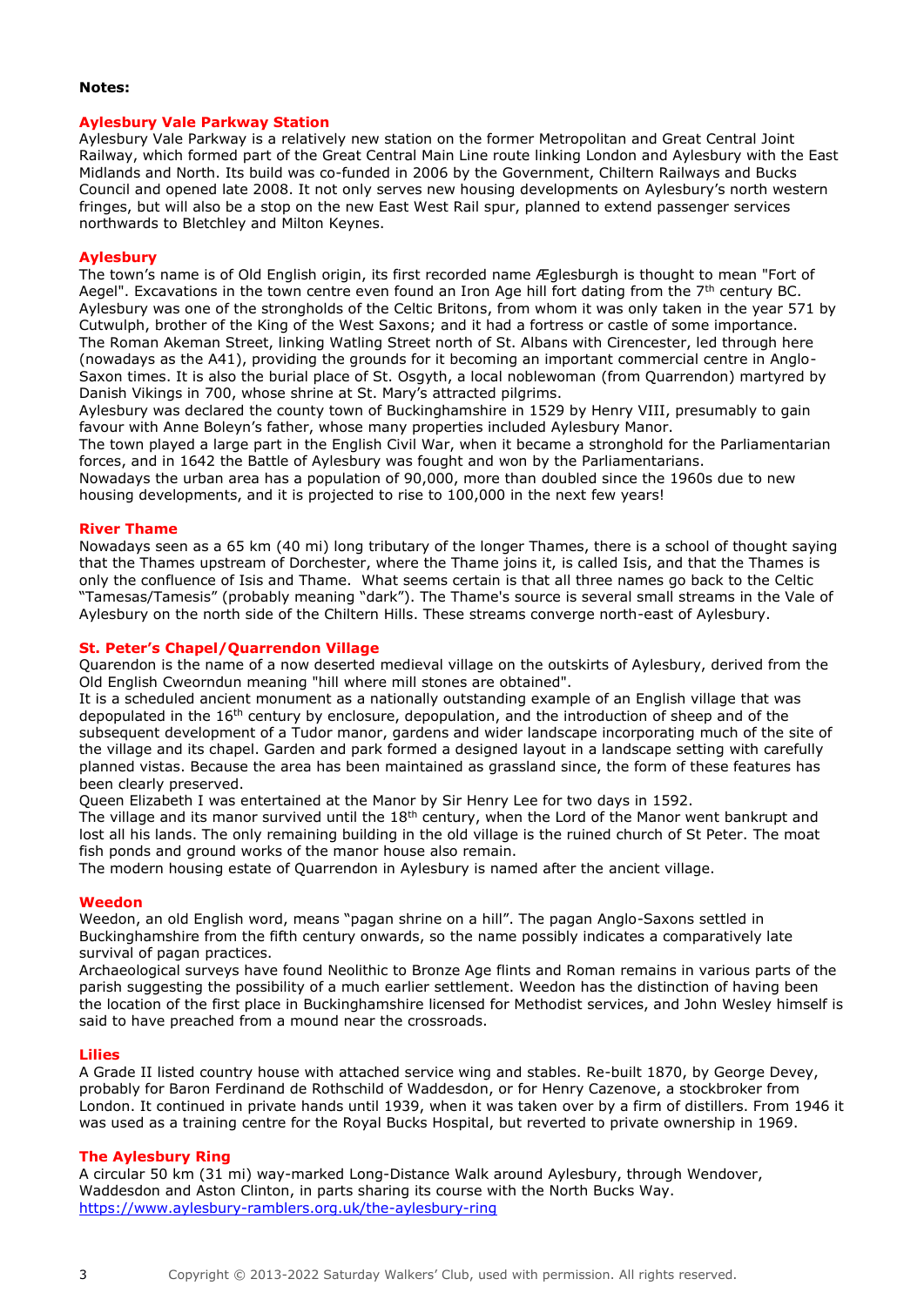**Notes:**

### Aylesbury Vale Parkway Station

Aylesbury Vale Parkway is a relatively new station on the former Metropolitan and Great Central Joint Railway, which formed part of the Great Central Main Line route linking London and Aylesbury with the East Midlands and North. Its build was co-funded in 2006 by the Government, Chiltern Railways and Bucks Council and opened late 2008. It not only serves new housing developments on Aylesbury's north western fringes, but will also be a stop on the new East West Rail spur, planned to extend passenger services northwards to Bletchley and Milton Keynes.

### Aylesbury

The town's name is of Old English origin, its first recorded name Æglesburgh is thought to mean "Fort of Aegel". Excavations in the town centre even found an Iron Age hill fort dating from the 7th century BC. Aylesbury was one of the strongholds of the Celtic Britons, from whom it was only taken in the year 571 by Cutwulph, brother of the King of the West Saxons; and it had a fortress or castle of some importance.
The Roman Akeman Street, linking Watling Street north of St. Albans with Cirencester, led through here (nowadays as the A41), providing the grounds for it becoming an important commercial centre in Anglo-Saxon times. It is also the burial place of St. Osgyth, a local noblewoman (from Quarrendon) martyred by Danish Vikings in 700, whose shrine at St. Mary's attracted pilgrims.
Aylesbury was declared the county town of Buckinghamshire in 1529 by Henry VIII, presumably to gain favour with Anne Boleyn's father, whose many properties included Aylesbury Manor.
The town played a large part in the English Civil War, when it became a stronghold for the Parliamentarian forces, and in 1642 the Battle of Aylesbury was fought and won by the Parliamentarians.
Nowadays the urban area has a population of 90,000, more than doubled since the 1960s due to new housing developments, and it is projected to rise to 100,000 in the next few years!

### River Thame

Nowadays seen as a 65 km (40 mi) long tributary of the longer Thames, there is a school of thought saying that the Thames upstream of Dorchester, where the Thame joins it, is called Isis, and that the Thames is only the confluence of Isis and Thame. What seems certain is that all three names go back to the Celtic "Tamesas/Tamesis" (probably meaning "dark"). The Thame's source is several small streams in the Vale of Aylesbury on the north side of the Chiltern Hills. These streams converge north-east of Aylesbury.

### St. Peter's Chapel/Quarrendon Village

Quarendon is the name of a now deserted medieval village on the outskirts of Aylesbury, derived from the Old English Cweorndun meaning "hill where mill stones are obtained".
It is a scheduled ancient monument as a nationally outstanding example of an English village that was depopulated in the 16th century by enclosure, depopulation, and the introduction of sheep and of the subsequent development of a Tudor manor, gardens and wider landscape incorporating much of the site of the village and its chapel. Garden and park formed a designed layout in a landscape setting with carefully planned vistas. Because the area has been maintained as grassland since, the form of these features has been clearly preserved.
Queen Elizabeth I was entertained at the Manor by Sir Henry Lee for two days in 1592.
The village and its manor survived until the 18th century, when the Lord of the Manor went bankrupt and lost all his lands. The only remaining building in the old village is the ruined church of St Peter. The moat fish ponds and ground works of the manor house also remain.
The modern housing estate of Quarrendon in Aylesbury is named after the ancient village.

### Weedon

Weedon, an old English word, means "pagan shrine on a hill". The pagan Anglo-Saxons settled in Buckinghamshire from the fifth century onwards, so the name possibly indicates a comparatively late survival of pagan practices.
Archaeological surveys have found Neolithic to Bronze Age flints and Roman remains in various parts of the parish suggesting the possibility of a much earlier settlement. Weedon has the distinction of having been the location of the first place in Buckinghamshire licensed for Methodist services, and John Wesley himself is said to have preached from a mound near the crossroads.

### Lilies

A Grade II listed country house with attached service wing and stables. Re-built 1870, by George Devey, probably for Baron Ferdinand de Rothschild of Waddesdon, or for Henry Cazenove, a stockbroker from London. It continued in private hands until 1939, when it was taken over by a firm of distillers. From 1946 it was used as a training centre for the Royal Bucks Hospital, but reverted to private ownership in 1969.

### The Aylesbury Ring

A circular 50 km (31 mi) way-marked Long-Distance Walk around Aylesbury, through Wendover, Waddesdon and Aston Clinton, in parts sharing its course with the North Bucks Way.
https://www.aylesbury-ramblers.org.uk/the-aylesbury-ring

Copyright © 2013-2022 Saturday Walkers' Club, used with permission. All rights reserved.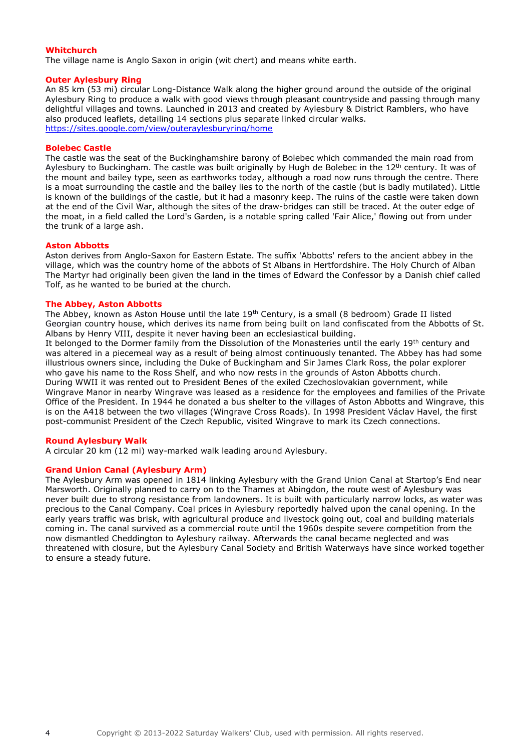### Whitchurch

The village name is Anglo Saxon in origin (wit chert) and means white earth.

### Outer Aylesbury Ring

An 85 km (53 mi) circular Long-Distance Walk along the higher ground around the outside of the original Aylesbury Ring to produce a walk with good views through pleasant countryside and passing through many delightful villages and towns. Launched in 2013 and created by Aylesbury & District Ramblers, who have also produced leaflets, detailing 14 sections plus separate linked circular walks.
https://sites.google.com/view/outeraylesburyring/home

### Bolebec Castle

The castle was the seat of the Buckinghamshire barony of Bolebec which commanded the main road from Aylesbury to Buckingham. The castle was built originally by Hugh de Bolebec in the 12th century. It was of the mount and bailey type, seen as earthworks today, although a road now runs through the centre. There is a moat surrounding the castle and the bailey lies to the north of the castle (but is badly mutilated). Little is known of the buildings of the castle, but it had a masonry keep. The ruins of the castle were taken down at the end of the Civil War, although the sites of the draw-bridges can still be traced. At the outer edge of the moat, in a field called the Lord's Garden, is a notable spring called 'Fair Alice,' flowing out from under the trunk of a large ash.

### Aston Abbotts

Aston derives from Anglo-Saxon for Eastern Estate. The suffix 'Abbotts' refers to the ancient abbey in the village, which was the country home of the abbots of St Albans in Hertfordshire. The Holy Church of Alban The Martyr had originally been given the land in the times of Edward the Confessor by a Danish chief called Tolf, as he wanted to be buried at the church.

### The Abbey, Aston Abbotts

The Abbey, known as Aston House until the late 19th Century, is a small (8 bedroom) Grade II listed Georgian country house, which derives its name from being built on land confiscated from the Abbotts of St. Albans by Henry VIII, despite it never having been an ecclesiastical building.
It belonged to the Dormer family from the Dissolution of the Monasteries until the early 19th century and was altered in a piecemeal way as a result of being almost continuously tenanted. The Abbey has had some illustrious owners since, including the Duke of Buckingham and Sir James Clark Ross, the polar explorer who gave his name to the Ross Shelf, and who now rests in the grounds of Aston Abbotts church.
During WWII it was rented out to President Benes of the exiled Czechoslovakian government, while Wingrave Manor in nearby Wingrave was leased as a residence for the employees and families of the Private Office of the President. In 1944 he donated a bus shelter to the villages of Aston Abbotts and Wingrave, this is on the A418 between the two villages (Wingrave Cross Roads). In 1998 President Václav Havel, the first post-communist President of the Czech Republic, visited Wingrave to mark its Czech connections.

### Round Aylesbury Walk

A circular 20 km (12 mi) way-marked walk leading around Aylesbury.

### Grand Union Canal (Aylesbury Arm)

The Aylesbury Arm was opened in 1814 linking Aylesbury with the Grand Union Canal at Startop's End near Marsworth. Originally planned to carry on to the Thames at Abingdon, the route west of Aylesbury was never built due to strong resistance from landowners. It is built with particularly narrow locks, as water was precious to the Canal Company. Coal prices in Aylesbury reportedly halved upon the canal opening. In the early years traffic was brisk, with agricultural produce and livestock going out, coal and building materials coming in. The canal survived as a commercial route until the 1960s despite severe competition from the now dismantled Cheddington to Aylesbury railway. Afterwards the canal became neglected and was threatened with closure, but the Aylesbury Canal Society and British Waterways have since worked together to ensure a steady future.

Copyright © 2013-2022 Saturday Walkers' Club, used with permission. All rights reserved.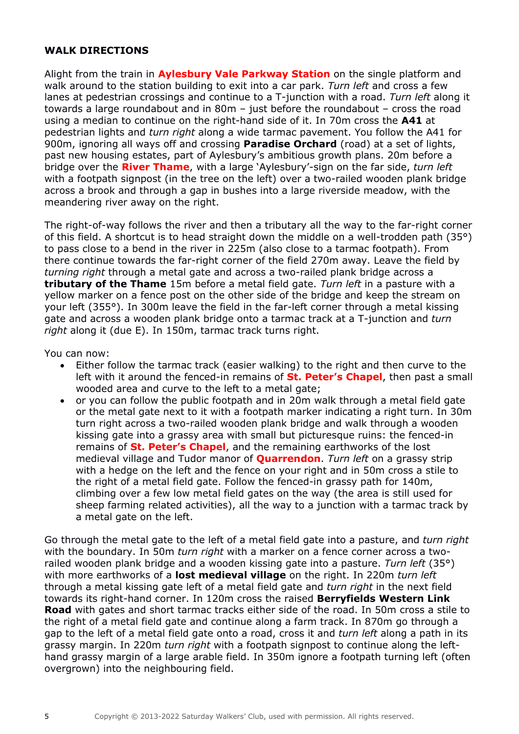## WALK DIRECTIONS

Alight from the train in **Aylesbury Vale Parkway Station** on the single platform and walk around to the station building to exit into a car park. *Turn left* and cross a few lanes at pedestrian crossings and continue to a T-junction with a road. *Turn left* along it towards a large roundabout and in 80m – just before the roundabout – cross the road using a median to continue on the right-hand side of it. In 70m cross the **A41** at pedestrian lights and *turn right* along a wide tarmac pavement. You follow the A41 for 900m, ignoring all ways off and crossing **Paradise Orchard** (road) at a set of lights, past new housing estates, part of Aylesbury's ambitious growth plans. 20m before a bridge over the **River Thame**, with a large 'Aylesbury'-sign on the far side, *turn left* with a footpath signpost (in the tree on the left) over a two-railed wooden plank bridge across a brook and through a gap in bushes into a large riverside meadow, with the meandering river away on the right.

The right-of-way follows the river and then a tributary all the way to the far-right corner of this field. A shortcut is to head straight down the middle on a well-trodden path (35°) to pass close to a bend in the river in 225m (also close to a tarmac footpath). From there continue towards the far-right corner of the field 270m away. Leave the field by *turning right* through a metal gate and across a two-railed plank bridge across a **tributary of the Thame** 15m before a metal field gate. *Turn left* in a pasture with a yellow marker on a fence post on the other side of the bridge and keep the stream on your left (355°). In 300m leave the field in the far-left corner through a metal kissing gate and across a wooden plank bridge onto a tarmac track at a T-junction and *turn right* along it (due E). In 150m, tarmac track turns right.

You can now:

- Either follow the tarmac track (easier walking) to the right and then curve to the left with it around the fenced-in remains of **St. Peter's Chapel**, then past a small wooded area and curve to the left to a metal gate;
- or you can follow the public footpath and in 20m walk through a metal field gate or the metal gate next to it with a footpath marker indicating a right turn. In 30m turn right across a two-railed wooden plank bridge and walk through a wooden kissing gate into a grassy area with small but picturesque ruins: the fenced-in remains of **St. Peter's Chapel**, and the remaining earthworks of the lost medieval village and Tudor manor of **Quarrendon**. *Turn left* on a grassy strip with a hedge on the left and the fence on your right and in 50m cross a stile to the right of a metal field gate. Follow the fenced-in grassy path for 140m, climbing over a few low metal field gates on the way (the area is still used for sheep farming related activities), all the way to a junction with a tarmac track by a metal gate on the left.

Go through the metal gate to the left of a metal field gate into a pasture, and *turn right* with the boundary. In 50m *turn right* with a marker on a fence corner across a two-railed wooden plank bridge and a wooden kissing gate into a pasture. *Turn left* (35°) with more earthworks of a **lost medieval village** on the right. In 220m *turn left* through a metal kissing gate left of a metal field gate and *turn right* in the next field towards its right-hand corner. In 120m cross the raised **Berryfields Western Link Road** with gates and short tarmac tracks either side of the road. In 50m cross a stile to the right of a metal field gate and continue along a farm track. In 870m go through a gap to the left of a metal field gate onto a road, cross it and *turn left* along a path in its grassy margin. In 220m *turn right* with a footpath signpost to continue along the left-hand grassy margin of a large arable field. In 350m ignore a footpath turning left (often overgrown) into the neighbouring field.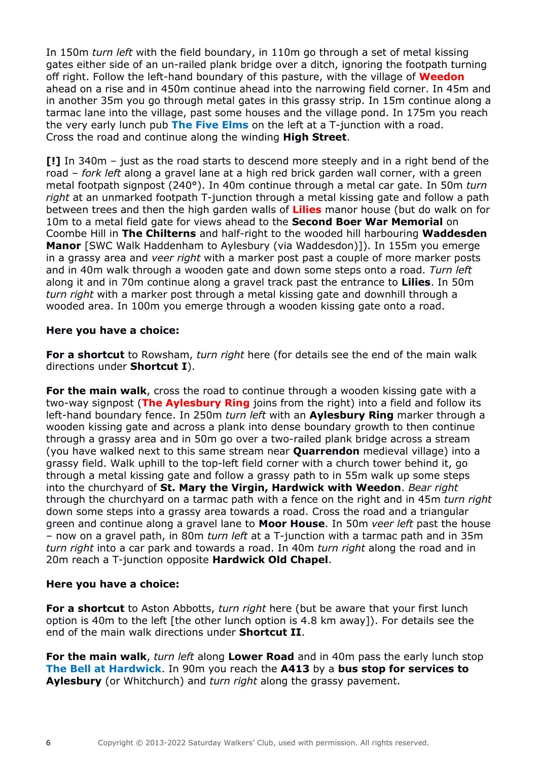In 150m *turn left* with the field boundary, in 110m go through a set of metal kissing gates either side of an un-railed plank bridge over a ditch, ignoring the footpath turning off right. Follow the left-hand boundary of this pasture, with the village of **Weedon** ahead on a rise and in 450m continue ahead into the narrowing field corner. In 45m and in another 35m you go through metal gates in this grassy strip. In 15m continue along a tarmac lane into the village, past some houses and the village pond. In 175m you reach the very early lunch pub **The Five Elms** on the left at a T-junction with a road. Cross the road and continue along the winding **High Street**.

**[!]** In 340m – just as the road starts to descend more steeply and in a right bend of the road – *fork left* along a gravel lane at a high red brick garden wall corner, with a green metal footpath signpost (240°). In 40m continue through a metal car gate. In 50m *turn right* at an unmarked footpath T-junction through a metal kissing gate and follow a path between trees and then the high garden walls of **Lilies** manor house (but do walk on for 10m to a metal field gate for views ahead to the **Second Boer War Memorial** on Coombe Hill in **The Chilterns** and half-right to the wooded hill harbouring **Waddesden Manor** [SWC Walk Haddenham to Aylesbury (via Waddesdon)]). In 155m you emerge in a grassy area and *veer right* with a marker post past a couple of more marker posts and in 40m walk through a wooden gate and down some steps onto a road. *Turn left* along it and in 70m continue along a gravel track past the entrance to **Lilies**. In 50m *turn right* with a marker post through a metal kissing gate and downhill through a wooded area. In 100m you emerge through a wooden kissing gate onto a road.

**Here you have a choice:**

**For a shortcut** to Rowsham, *turn right* here (for details see the end of the main walk directions under **Shortcut I**).

**For the main walk**, cross the road to continue through a wooden kissing gate with a two-way signpost (**The Aylesbury Ring** joins from the right) into a field and follow its left-hand boundary fence. In 250m *turn left* with an **Aylesbury Ring** marker through a wooden kissing gate and across a plank into dense boundary growth to then continue through a grassy area and in 50m go over a two-railed plank bridge across a stream (you have walked next to this same stream near **Quarrendon** medieval village) into a grassy field. Walk uphill to the top-left field corner with a church tower behind it, go through a metal kissing gate and follow a grassy path to in 55m walk up some steps into the churchyard of **St. Mary the Virgin, Hardwick with Weedon**. *Bear right* through the churchyard on a tarmac path with a fence on the right and in 45m *turn right* down some steps into a grassy area towards a road. Cross the road and a triangular green and continue along a gravel lane to **Moor House**. In 50m *veer left* past the house – now on a gravel path, in 80m *turn left* at a T-junction with a tarmac path and in 35m *turn right* into a car park and towards a road. In 40m *turn right* along the road and in 20m reach a T-junction opposite **Hardwick Old Chapel**.

**Here you have a choice:**

**For a shortcut** to Aston Abbotts, *turn right* here (but be aware that your first lunch option is 40m to the left [the other lunch option is 4.8 km away]). For details see the end of the main walk directions under **Shortcut II**.

**For the main walk**, *turn left* along **Lower Road** and in 40m pass the early lunch stop **The Bell at Hardwick**. In 90m you reach the **A413** by a **bus stop for services to Aylesbury** (or Whitchurch) and *turn right* along the grassy pavement.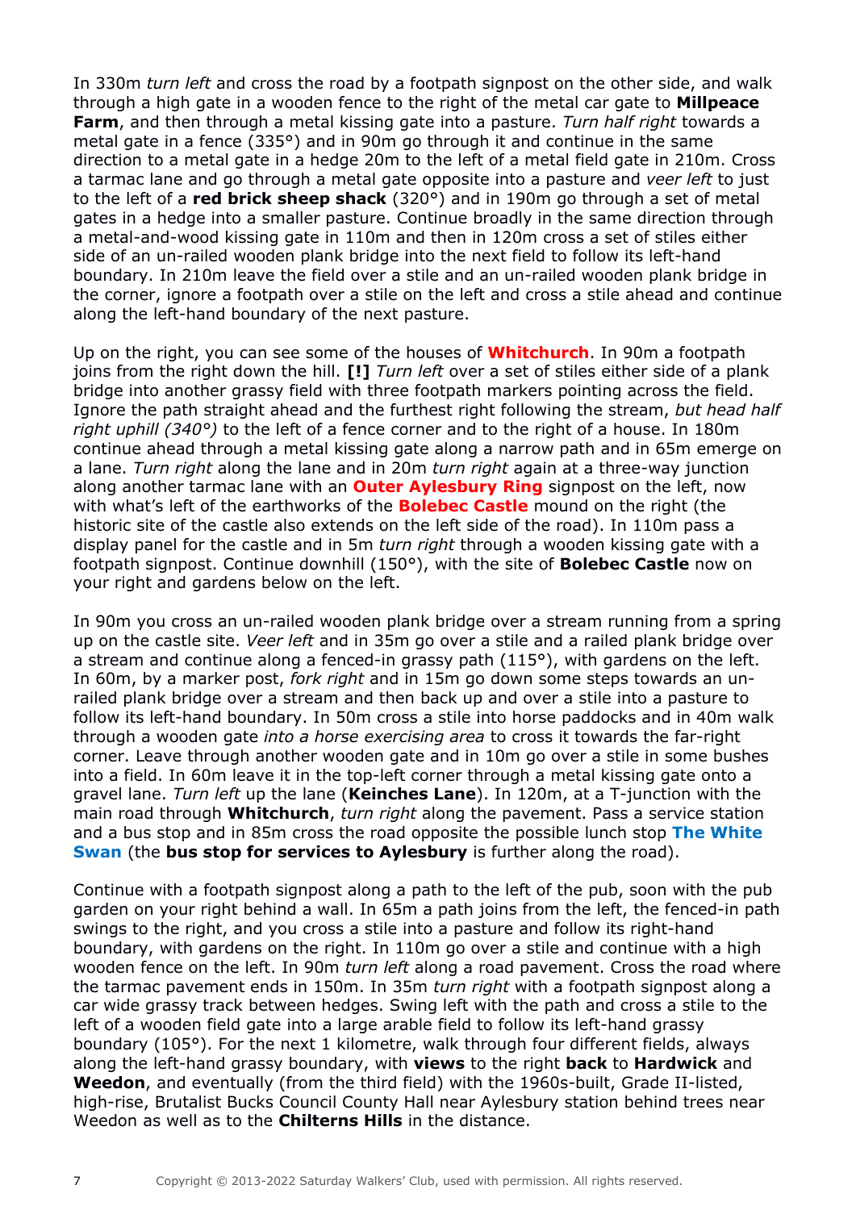In 330m *turn left* and cross the road by a footpath signpost on the other side, and walk through a high gate in a wooden fence to the right of the metal car gate to **Millpeace Farm**, and then through a metal kissing gate into a pasture. *Turn half right* towards a metal gate in a fence (335°) and in 90m go through it and continue in the same direction to a metal gate in a hedge 20m to the left of a metal field gate in 210m. Cross a tarmac lane and go through a metal gate opposite into a pasture and *veer left* to just to the left of a **red brick sheep shack** (320°) and in 190m go through a set of metal gates in a hedge into a smaller pasture. Continue broadly in the same direction through a metal-and-wood kissing gate in 110m and then in 120m cross a set of stiles either side of an un-railed wooden plank bridge into the next field to follow its left-hand boundary. In 210m leave the field over a stile and an un-railed wooden plank bridge in the corner, ignore a footpath over a stile on the left and cross a stile ahead and continue along the left-hand boundary of the next pasture.

Up on the right, you can see some of the houses of **Whitchurch**. In 90m a footpath joins from the right down the hill. **[!]** *Turn left* over a set of stiles either side of a plank bridge into another grassy field with three footpath markers pointing across the field. Ignore the path straight ahead and the furthest right following the stream, *but head half right uphill (340°)* to the left of a fence corner and to the right of a house. In 180m continue ahead through a metal kissing gate along a narrow path and in 65m emerge on a lane. *Turn right* along the lane and in 20m *turn right* again at a three-way junction along another tarmac lane with an **Outer Aylesbury Ring** signpost on the left, now with what's left of the earthworks of the **Bolebec Castle** mound on the right (the historic site of the castle also extends on the left side of the road). In 110m pass a display panel for the castle and in 5m *turn right* through a wooden kissing gate with a footpath signpost. Continue downhill (150°), with the site of **Bolebec Castle** now on your right and gardens below on the left.

In 90m you cross an un-railed wooden plank bridge over a stream running from a spring up on the castle site. *Veer left* and in 35m go over a stile and a railed plank bridge over a stream and continue along a fenced-in grassy path (115°), with gardens on the left. In 60m, by a marker post, *fork right* and in 15m go down some steps towards an un-railed plank bridge over a stream and then back up and over a stile into a pasture to follow its left-hand boundary. In 50m cross a stile into horse paddocks and in 40m walk through a wooden gate *into a horse exercising area* to cross it towards the far-right corner. Leave through another wooden gate and in 10m go over a stile in some bushes into a field. In 60m leave it in the top-left corner through a metal kissing gate onto a gravel lane. *Turn left* up the lane (**Keinches Lane**). In 120m, at a T-junction with the main road through **Whitchurch**, *turn right* along the pavement. Pass a service station and a bus stop and in 85m cross the road opposite the possible lunch stop **The White Swan** (the **bus stop for services to Aylesbury** is further along the road).

Continue with a footpath signpost along a path to the left of the pub, soon with the pub garden on your right behind a wall. In 65m a path joins from the left, the fenced-in path swings to the right, and you cross a stile into a pasture and follow its right-hand boundary, with gardens on the right. In 110m go over a stile and continue with a high wooden fence on the left. In 90m *turn left* along a road pavement. Cross the road where the tarmac pavement ends in 150m. In 35m *turn right* with a footpath signpost along a car wide grassy track between hedges. Swing left with the path and cross a stile to the left of a wooden field gate into a large arable field to follow its left-hand grassy boundary (105°). For the next 1 kilometre, walk through four different fields, always along the left-hand grassy boundary, with **views** to the right **back** to **Hardwick** and **Weedon**, and eventually (from the third field) with the 1960s-built, Grade II-listed, high-rise, Brutalist Bucks Council County Hall near Aylesbury station behind trees near Weedon as well as to the **Chilterns Hills** in the distance.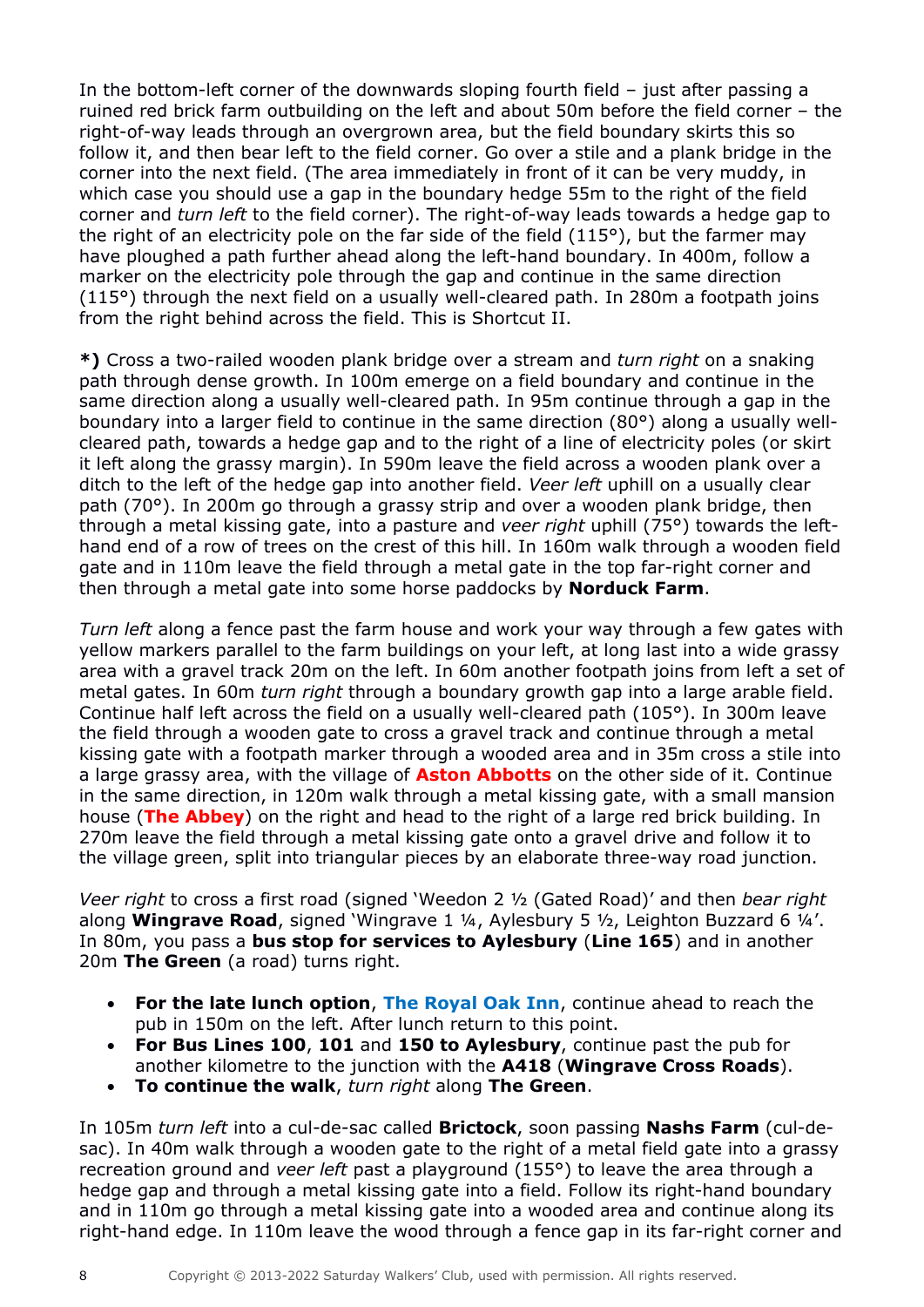In the bottom-left corner of the downwards sloping fourth field – just after passing a ruined red brick farm outbuilding on the left and about 50m before the field corner – the right-of-way leads through an overgrown area, but the field boundary skirts this so follow it, and then bear left to the field corner. Go over a stile and a plank bridge in the corner into the next field. (The area immediately in front of it can be very muddy, in which case you should use a gap in the boundary hedge 55m to the right of the field corner and *turn left* to the field corner). The right-of-way leads towards a hedge gap to the right of an electricity pole on the far side of the field (115°), but the farmer may have ploughed a path further ahead along the left-hand boundary. In 400m, follow a marker on the electricity pole through the gap and continue in the same direction (115°) through the next field on a usually well-cleared path. In 280m a footpath joins from the right behind across the field. This is Shortcut II.

**\*)** Cross a two-railed wooden plank bridge over a stream and *turn right* on a snaking path through dense growth. In 100m emerge on a field boundary and continue in the same direction along a usually well-cleared path. In 95m continue through a gap in the boundary into a larger field to continue in the same direction (80°) along a usually well-cleared path, towards a hedge gap and to the right of a line of electricity poles (or skirt it left along the grassy margin). In 590m leave the field across a wooden plank over a ditch to the left of the hedge gap into another field. *Veer left* uphill on a usually clear path (70°). In 200m go through a grassy strip and over a wooden plank bridge, then through a metal kissing gate, into a pasture and *veer right* uphill (75°) towards the left-hand end of a row of trees on the crest of this hill. In 160m walk through a wooden field gate and in 110m leave the field through a metal gate in the top far-right corner and then through a metal gate into some horse paddocks by **Norduck Farm**.

*Turn left* along a fence past the farm house and work your way through a few gates with yellow markers parallel to the farm buildings on your left, at long last into a wide grassy area with a gravel track 20m on the left. In 60m another footpath joins from left a set of metal gates. In 60m *turn right* through a boundary growth gap into a large arable field. Continue half left across the field on a usually well-cleared path (105°). In 300m leave the field through a wooden gate to cross a gravel track and continue through a metal kissing gate with a footpath marker through a wooded area and in 35m cross a stile into a large grassy area, with the village of **Aston Abbotts** on the other side of it. Continue in the same direction, in 120m walk through a metal kissing gate, with a small mansion house (**The Abbey**) on the right and head to the right of a large red brick building. In 270m leave the field through a metal kissing gate onto a gravel drive and follow it to the village green, split into triangular pieces by an elaborate three-way road junction.

*Veer right* to cross a first road (signed 'Weedon 2 ½ (Gated Road)' and then *bear right* along **Wingrave Road**, signed 'Wingrave 1 ¼, Aylesbury 5 ½, Leighton Buzzard 6 ¼'. In 80m, you pass a **bus stop for services to Aylesbury** (**Line 165**) and in another 20m **The Green** (a road) turns right.

- **For the late lunch option**, **The Royal Oak Inn**, continue ahead to reach the pub in 150m on the left. After lunch return to this point.
- **For Bus Lines 100**, **101** and **150 to Aylesbury**, continue past the pub for another kilometre to the junction with the **A418** (**Wingrave Cross Roads**).
- **To continue the walk**, *turn right* along **The Green**.

In 105m *turn left* into a cul-de-sac called **Brictock**, soon passing **Nashs Farm** (cul-de-sac). In 40m walk through a wooden gate to the right of a metal field gate into a grassy recreation ground and *veer left* past a playground (155°) to leave the area through a hedge gap and through a metal kissing gate into a field. Follow its right-hand boundary and in 110m go through a metal kissing gate into a wooded area and continue along its right-hand edge. In 110m leave the wood through a fence gap in its far-right corner and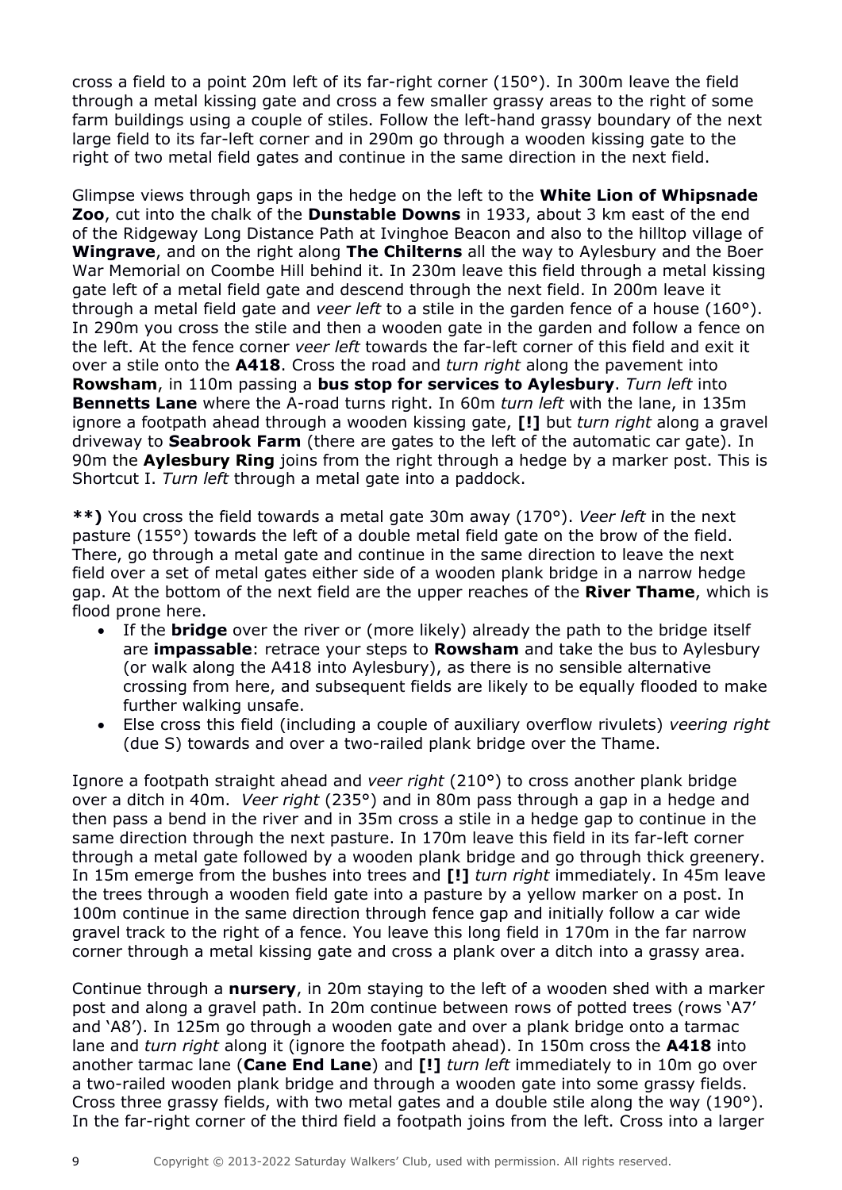cross a field to a point 20m left of its far-right corner (150°). In 300m leave the field through a metal kissing gate and cross a few smaller grassy areas to the right of some farm buildings using a couple of stiles. Follow the left-hand grassy boundary of the next large field to its far-left corner and in 290m go through a wooden kissing gate to the right of two metal field gates and continue in the same direction in the next field.

Glimpse views through gaps in the hedge on the left to the **White Lion of Whipsnade Zoo**, cut into the chalk of the **Dunstable Downs** in 1933, about 3 km east of the end of the Ridgeway Long Distance Path at Ivinghoe Beacon and also to the hilltop village of **Wingrave**, and on the right along **The Chilterns** all the way to Aylesbury and the Boer War Memorial on Coombe Hill behind it. In 230m leave this field through a metal kissing gate left of a metal field gate and descend through the next field. In 200m leave it through a metal field gate and *veer left* to a stile in the garden fence of a house (160°). In 290m you cross the stile and then a wooden gate in the garden and follow a fence on the left. At the fence corner *veer left* towards the far-left corner of this field and exit it over a stile onto the **A418**. Cross the road and *turn right* along the pavement into **Rowsham**, in 110m passing a **bus stop for services to Aylesbury**. *Turn left* into **Bennetts Lane** where the A-road turns right. In 60m *turn left* with the lane, in 135m ignore a footpath ahead through a wooden kissing gate, **[!]** but *turn right* along a gravel driveway to **Seabrook Farm** (there are gates to the left of the automatic car gate). In 90m the **Aylesbury Ring** joins from the right through a hedge by a marker post. This is Shortcut I. *Turn left* through a metal gate into a paddock.

**\*\*)** You cross the field towards a metal gate 30m away (170°). *Veer left* in the next pasture (155°) towards the left of a double metal field gate on the brow of the field. There, go through a metal gate and continue in the same direction to leave the next field over a set of metal gates either side of a wooden plank bridge in a narrow hedge gap. At the bottom of the next field are the upper reaches of the **River Thame**, which is flood prone here.

- If the **bridge** over the river or (more likely) already the path to the bridge itself are **impassable**: retrace your steps to **Rowsham** and take the bus to Aylesbury (or walk along the A418 into Aylesbury), as there is no sensible alternative crossing from here, and subsequent fields are likely to be equally flooded to make further walking unsafe.
- Else cross this field (including a couple of auxiliary overflow rivulets) *veering right* (due S) towards and over a two-railed plank bridge over the Thame.

Ignore a footpath straight ahead and *veer right* (210°) to cross another plank bridge over a ditch in 40m. *Veer right* (235°) and in 80m pass through a gap in a hedge and then pass a bend in the river and in 35m cross a stile in a hedge gap to continue in the same direction through the next pasture. In 170m leave this field in its far-left corner through a metal gate followed by a wooden plank bridge and go through thick greenery. In 15m emerge from the bushes into trees and **[!]** *turn right* immediately. In 45m leave the trees through a wooden field gate into a pasture by a yellow marker on a post. In 100m continue in the same direction through fence gap and initially follow a car wide gravel track to the right of a fence. You leave this long field in 170m in the far narrow corner through a metal kissing gate and cross a plank over a ditch into a grassy area.

Continue through a **nursery**, in 20m staying to the left of a wooden shed with a marker post and along a gravel path. In 20m continue between rows of potted trees (rows 'A7' and 'A8'). In 125m go through a wooden gate and over a plank bridge onto a tarmac lane and *turn right* along it (ignore the footpath ahead). In 150m cross the **A418** into another tarmac lane (**Cane End Lane**) and **[!]** *turn left* immediately to in 10m go over a two-railed wooden plank bridge and through a wooden gate into some grassy fields. Cross three grassy fields, with two metal gates and a double stile along the way (190°). In the far-right corner of the third field a footpath joins from the left. Cross into a larger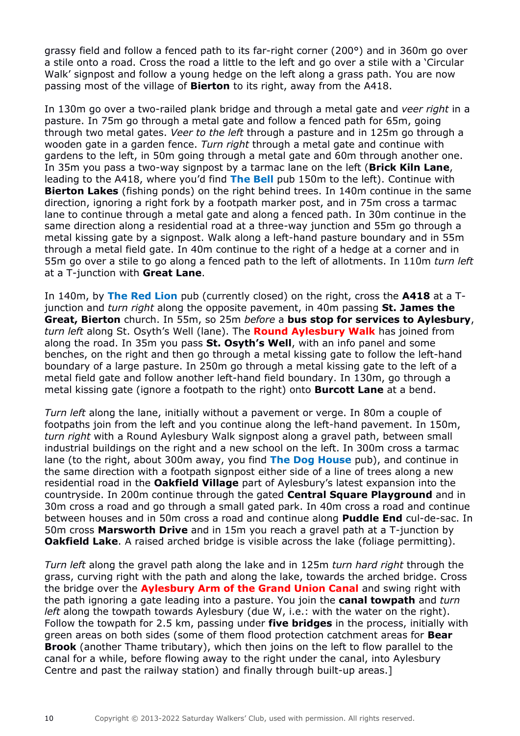grassy field and follow a fenced path to its far-right corner (200°) and in 360m go over a stile onto a road. Cross the road a little to the left and go over a stile with a 'Circular Walk' signpost and follow a young hedge on the left along a grass path. You are now passing most of the village of **Bierton** to its right, away from the A418.

In 130m go over a two-railed plank bridge and through a metal gate and *veer right* in a pasture. In 75m go through a metal gate and follow a fenced path for 65m, going through two metal gates. *Veer to the left* through a pasture and in 125m go through a wooden gate in a garden fence. *Turn right* through a metal gate and continue with gardens to the left, in 50m going through a metal gate and 60m through another one. In 35m you pass a two-way signpost by a tarmac lane on the left (**Brick Kiln Lane**, leading to the A418, where you'd find **The Bell** pub 150m to the left). Continue with **Bierton Lakes** (fishing ponds) on the right behind trees. In 140m continue in the same direction, ignoring a right fork by a footpath marker post, and in 75m cross a tarmac lane to continue through a metal gate and along a fenced path. In 30m continue in the same direction along a residential road at a three-way junction and 55m go through a metal kissing gate by a signpost. Walk along a left-hand pasture boundary and in 55m through a metal field gate. In 40m continue to the right of a hedge at a corner and in 55m go over a stile to go along a fenced path to the left of allotments. In 110m *turn left* at a T-junction with **Great Lane**.

In 140m, by **The Red Lion** pub (currently closed) on the right, cross the **A418** at a T-junction and *turn right* along the opposite pavement, in 40m passing **St. James the Great, Bierton** church. In 55m, so 25m *before* a **bus stop for services to Aylesbury**, *turn left* along St. Osyth's Well (lane). The **Round Aylesbury Walk** has joined from along the road. In 35m you pass **St. Osyth's Well**, with an info panel and some benches, on the right and then go through a metal kissing gate to follow the left-hand boundary of a large pasture. In 250m go through a metal kissing gate to the left of a metal field gate and follow another left-hand field boundary. In 130m, go through a metal kissing gate (ignore a footpath to the right) onto **Burcott Lane** at a bend.

*Turn left* along the lane, initially without a pavement or verge. In 80m a couple of footpaths join from the left and you continue along the left-hand pavement. In 150m, *turn right* with a Round Aylesbury Walk signpost along a gravel path, between small industrial buildings on the right and a new school on the left. In 300m cross a tarmac lane (to the right, about 300m away, you find **The Dog House** pub), and continue in the same direction with a footpath signpost either side of a line of trees along a new residential road in the **Oakfield Village** part of Aylesbury's latest expansion into the countryside. In 200m continue through the gated **Central Square Playground** and in 30m cross a road and go through a small gated park. In 40m cross a road and continue between houses and in 50m cross a road and continue along **Puddle End** cul-de-sac. In 50m cross **Marsworth Drive** and in 15m you reach a gravel path at a T-junction by **Oakfield Lake**. A raised arched bridge is visible across the lake (foliage permitting).

*Turn left* along the gravel path along the lake and in 125m *turn hard right* through the grass, curving right with the path and along the lake, towards the arched bridge. Cross the bridge over the **Aylesbury Arm of the Grand Union Canal** and swing right with the path ignoring a gate leading into a pasture. You join the **canal towpath** and *turn left* along the towpath towards Aylesbury (due W, i.e.: with the water on the right). Follow the towpath for 2.5 km, passing under **five bridges** in the process, initially with green areas on both sides (some of them flood protection catchment areas for **Bear Brook** (another Thame tributary), which then joins on the left to flow parallel to the canal for a while, before flowing away to the right under the canal, into Aylesbury Centre and past the railway station) and finally through built-up areas.]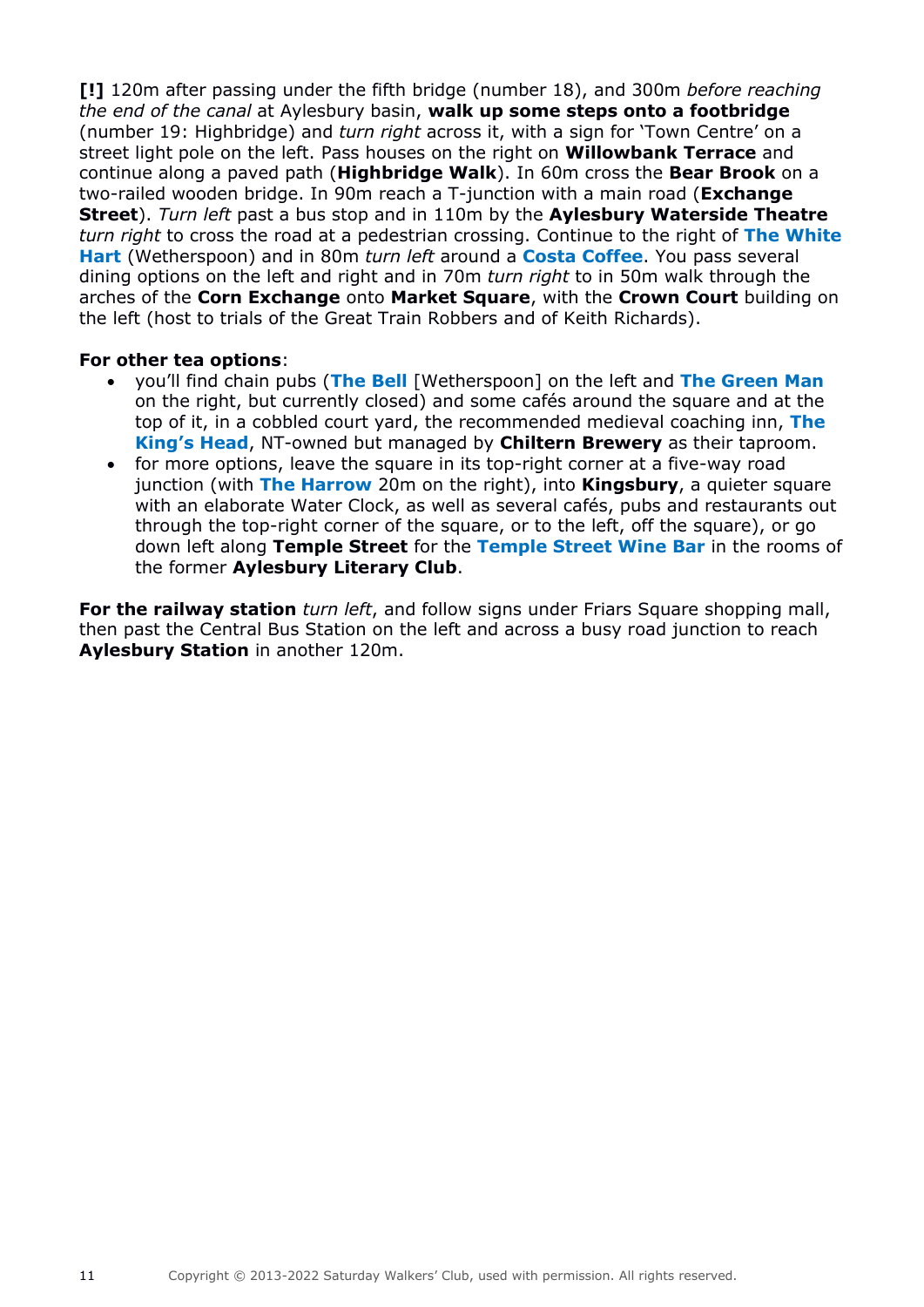**[!]** 120m after passing under the fifth bridge (number 18), and 300m *before reaching the end of the canal* at Aylesbury basin, **walk up some steps onto a footbridge** (number 19: Highbridge) and *turn right* across it, with a sign for 'Town Centre' on a street light pole on the left. Pass houses on the right on **Willowbank Terrace** and continue along a paved path (**Highbridge Walk**). In 60m cross the **Bear Brook** on a two-railed wooden bridge. In 90m reach a T-junction with a main road (**Exchange Street**). *Turn left* past a bus stop and in 110m by the **Aylesbury Waterside Theatre** *turn right* to cross the road at a pedestrian crossing. Continue to the right of **The White Hart** (Wetherspoon) and in 80m *turn left* around a **Costa Coffee**. You pass several dining options on the left and right and in 70m *turn right* to in 50m walk through the arches of the **Corn Exchange** onto **Market Square**, with the **Crown Court** building on the left (host to trials of the Great Train Robbers and of Keith Richards).

**For other tea options**:

- you'll find chain pubs (**The Bell** [Wetherspoon] on the left and **The Green Man** on the right, but currently closed) and some cafés around the square and at the top of it, in a cobbled court yard, the recommended medieval coaching inn, **The King's Head**, NT-owned but managed by **Chiltern Brewery** as their taproom.
- for more options, leave the square in its top-right corner at a five-way road junction (with **The Harrow** 20m on the right), into **Kingsbury**, a quieter square with an elaborate Water Clock, as well as several cafés, pubs and restaurants out through the top-right corner of the square, or to the left, off the square), or go down left along **Temple Street** for the **Temple Street Wine Bar** in the rooms of the former **Aylesbury Literary Club**.

**For the railway station** *turn left*, and follow signs under Friars Square shopping mall, then past the Central Bus Station on the left and across a busy road junction to reach **Aylesbury Station** in another 120m.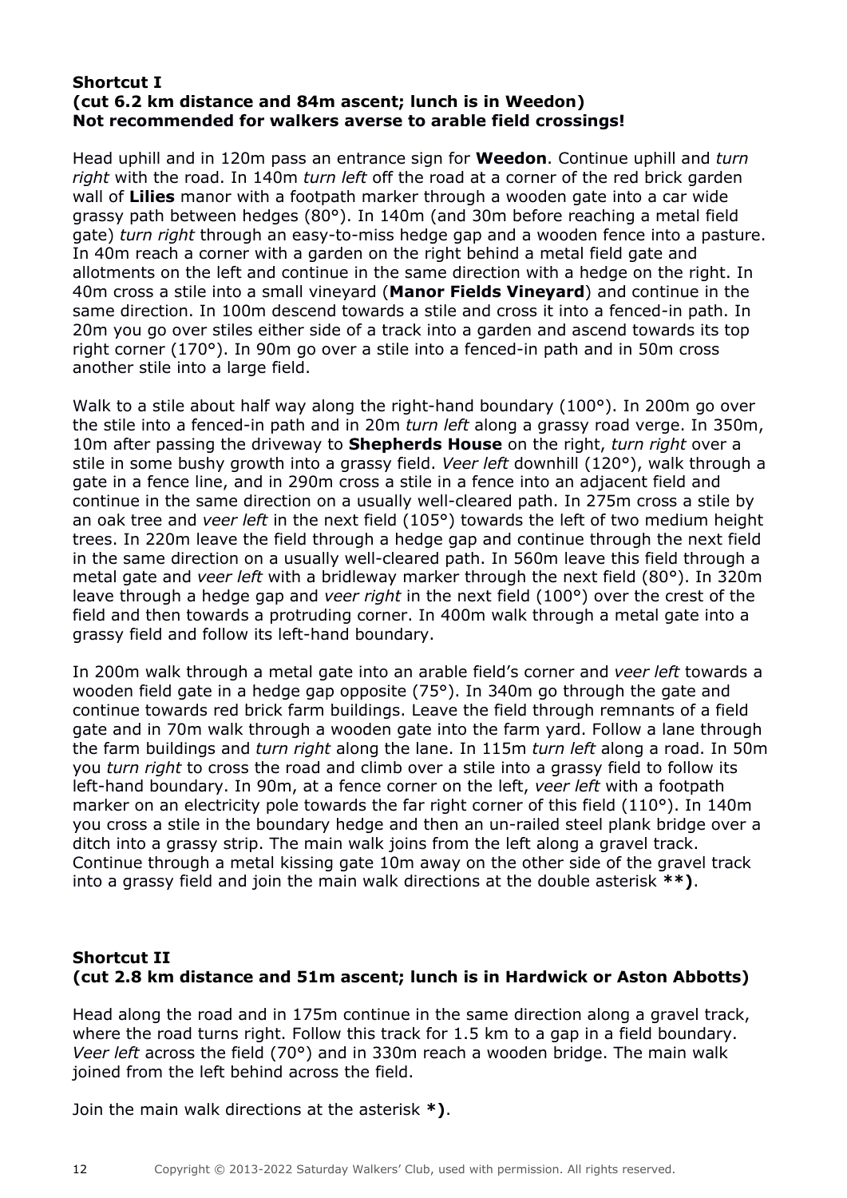**Shortcut I**
**(cut 6.2 km distance and 84m ascent; lunch is in Weedon)**
**Not recommended for walkers averse to arable field crossings!**

Head uphill and in 120m pass an entrance sign for **Weedon**. Continue uphill and *turn right* with the road. In 140m *turn left* off the road at a corner of the red brick garden wall of **Lilies** manor with a footpath marker through a wooden gate into a car wide grassy path between hedges (80°). In 140m (and 30m before reaching a metal field gate) *turn right* through an easy-to-miss hedge gap and a wooden fence into a pasture. In 40m reach a corner with a garden on the right behind a metal field gate and allotments on the left and continue in the same direction with a hedge on the right. In 40m cross a stile into a small vineyard (**Manor Fields Vineyard**) and continue in the same direction. In 100m descend towards a stile and cross it into a fenced-in path. In 20m you go over stiles either side of a track into a garden and ascend towards its top right corner (170°). In 90m go over a stile into a fenced-in path and in 50m cross another stile into a large field.

Walk to a stile about half way along the right-hand boundary (100°). In 200m go over the stile into a fenced-in path and in 20m *turn left* along a grassy road verge. In 350m, 10m after passing the driveway to **Shepherds House** on the right, *turn right* over a stile in some bushy growth into a grassy field. *Veer left* downhill (120°), walk through a gate in a fence line, and in 290m cross a stile in a fence into an adjacent field and continue in the same direction on a usually well-cleared path. In 275m cross a stile by an oak tree and *veer left* in the next field (105°) towards the left of two medium height trees. In 220m leave the field through a hedge gap and continue through the next field in the same direction on a usually well-cleared path. In 560m leave this field through a metal gate and *veer left* with a bridleway marker through the next field (80°). In 320m leave through a hedge gap and *veer right* in the next field (100°) over the crest of the field and then towards a protruding corner. In 400m walk through a metal gate into a grassy field and follow its left-hand boundary.

In 200m walk through a metal gate into an arable field's corner and *veer left* towards a wooden field gate in a hedge gap opposite (75°). In 340m go through the gate and continue towards red brick farm buildings. Leave the field through remnants of a field gate and in 70m walk through a wooden gate into the farm yard. Follow a lane through the farm buildings and *turn right* along the lane. In 115m *turn left* along a road. In 50m you *turn right* to cross the road and climb over a stile into a grassy field to follow its left-hand boundary. In 90m, at a fence corner on the left, *veer left* with a footpath marker on an electricity pole towards the far right corner of this field (110°). In 140m you cross a stile in the boundary hedge and then an un-railed steel plank bridge over a ditch into a grassy strip. The main walk joins from the left along a gravel track. Continue through a metal kissing gate 10m away on the other side of the gravel track into a grassy field and join the main walk directions at the double asterisk **\*\*)**.

**Shortcut II**
**(cut 2.8 km distance and 51m ascent; lunch is in Hardwick or Aston Abbotts)**

Head along the road and in 175m continue in the same direction along a gravel track, where the road turns right. Follow this track for 1.5 km to a gap in a field boundary. *Veer left* across the field (70°) and in 330m reach a wooden bridge. The main walk joined from the left behind across the field.

Join the main walk directions at the asterisk **\*)**.